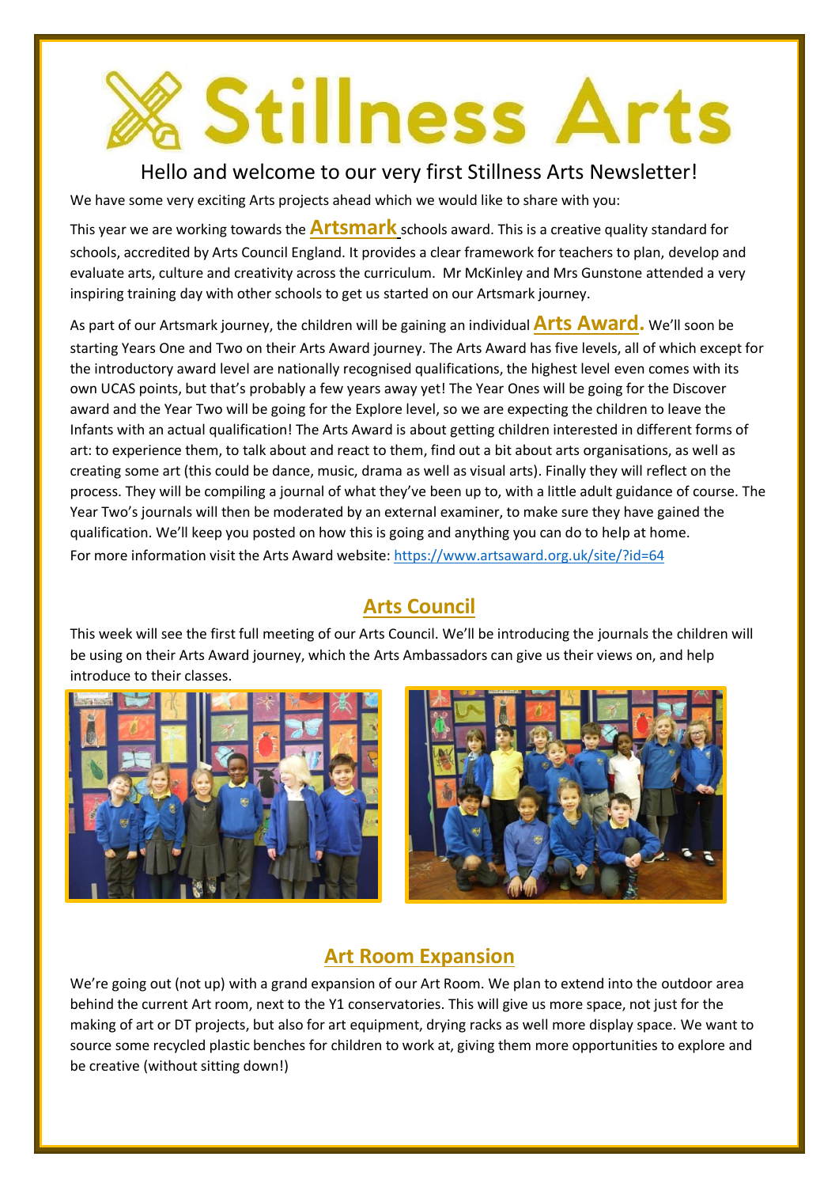# Stillness Arts

## Hello and welcome to our very first Stillness Arts Newsletter!

We have some very exciting Arts projects ahead which we would like to share with you:

This year we are working towards the **Artsmark** schools award. This is a creative quality standard for schools, accredited by Arts Council England. It provides a clear framework for teachers to plan, develop and evaluate arts, culture and creativity across the curriculum. Mr McKinley and Mrs Gunstone attended a very inspiring training day with other schools to get us started on our Artsmark journey.

As part of our Artsmark journey, the children will be gaining an individual **Arts Award.** We'll soon be starting Years One and Two on their Arts Award journey. The Arts Award has five levels, all of which except for the introductory award level are nationally recognised qualifications, the highest level even comes with its own UCAS points, but that's probably a few years away yet! The Year Ones will be going for the Discover award and the Year Two will be going for the Explore level, so we are expecting the children to leave the Infants with an actual qualification! The Arts Award is about getting children interested in different forms of art: to experience them, to talk about and react to them, find out a bit about arts organisations, as well as creating some art (this could be dance, music, drama as well as visual arts). Finally they will reflect on the process. They will be compiling a journal of what they've been up to, with a little adult guidance of course. The Year Two's journals will then be moderated by an external examiner, to make sure they have gained the qualification. We'll keep you posted on how this is going and anything you can do to help at home.

For more information visit the Arts Award website: https://www.artsaward.org.uk/site/?id=64

## Arts Council

This week will see the first full meeting of our Arts Council. We'll be introducing the journals the children will be using on their Arts Award journey, which the Arts Ambassadors can give us their views on, and help introduce to their classes.

## Art Room Expansion

We're going out (not up) with a grand expansion of our Art Room. We plan to extend into the outdoor area behind the current Art room, next to the Y1 conservatories. This will give us more space, not just for the making of art or DT projects, but also for art equipment, drying racks as well more display space. We want to source some recycled plastic benches for children to work at, giving them more opportunities to explore and be creative (without sitting down!)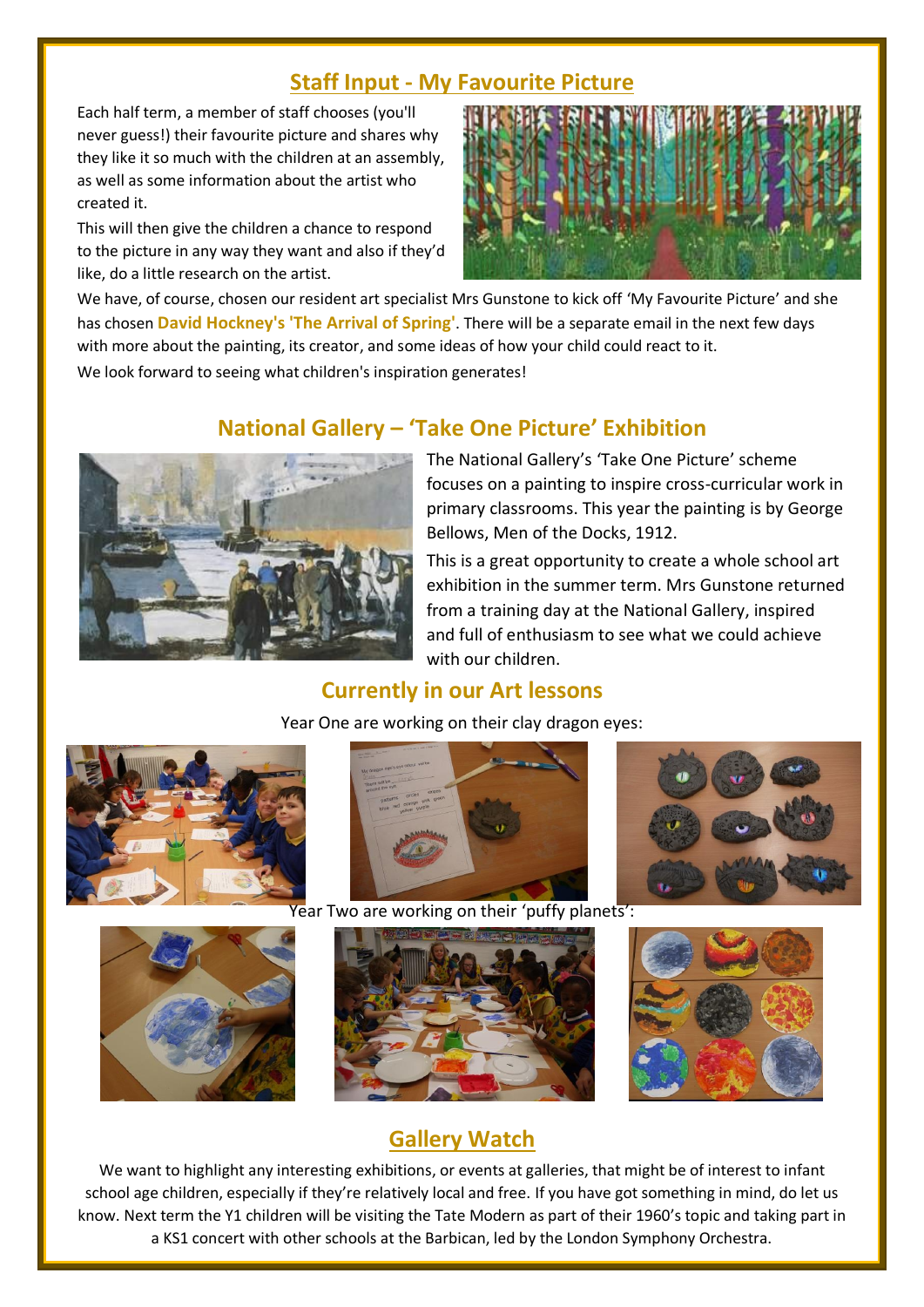## Staff Input - My Favourite Picture

Each half term, a member of staff chooses (you'll never guess!) their favourite picture and shares why they like it so much with the children at an assembly, as well as some information about the artist who created it.

This will then give the children a chance to respond to the picture in any way they want and also if they'd like, do a little research on the artist.

We have, of course, chosen our resident art specialist Mrs Gunstone to kick off 'My Favourite Picture' and she has chosen **David Hockney's 'The Arrival of Spring'**. There will be a separate email in the next few days with more about the painting, its creator, and some ideas of how your child could react to it.

We look forward to seeing what children's inspiration generates!

## National Gallery – 'Take One Picture' Exhibition

The National Gallery's 'Take One Picture' scheme focuses on a painting to inspire cross-curricular work in primary classrooms. This year the painting is by George Bellows, Men of the Docks, 1912.

This is a great opportunity to create a whole school art exhibition in the summer term. Mrs Gunstone returned from a training day at the National Gallery, inspired and full of enthusiasm to see what we could achieve with our children.

## Currently in our Art lessons

Year One are working on their clay dragon eyes:

Year Two are working on their 'puffy planets':

## Gallery Watch

We want to highlight any interesting exhibitions, or events at galleries, that might be of interest to infant school age children, especially if they're relatively local and free. If you have got something in mind, do let us know. Next term the Y1 children will be visiting the Tate Modern as part of their 1960's topic and taking part in a KS1 concert with other schools at the Barbican, led by the London Symphony Orchestra.